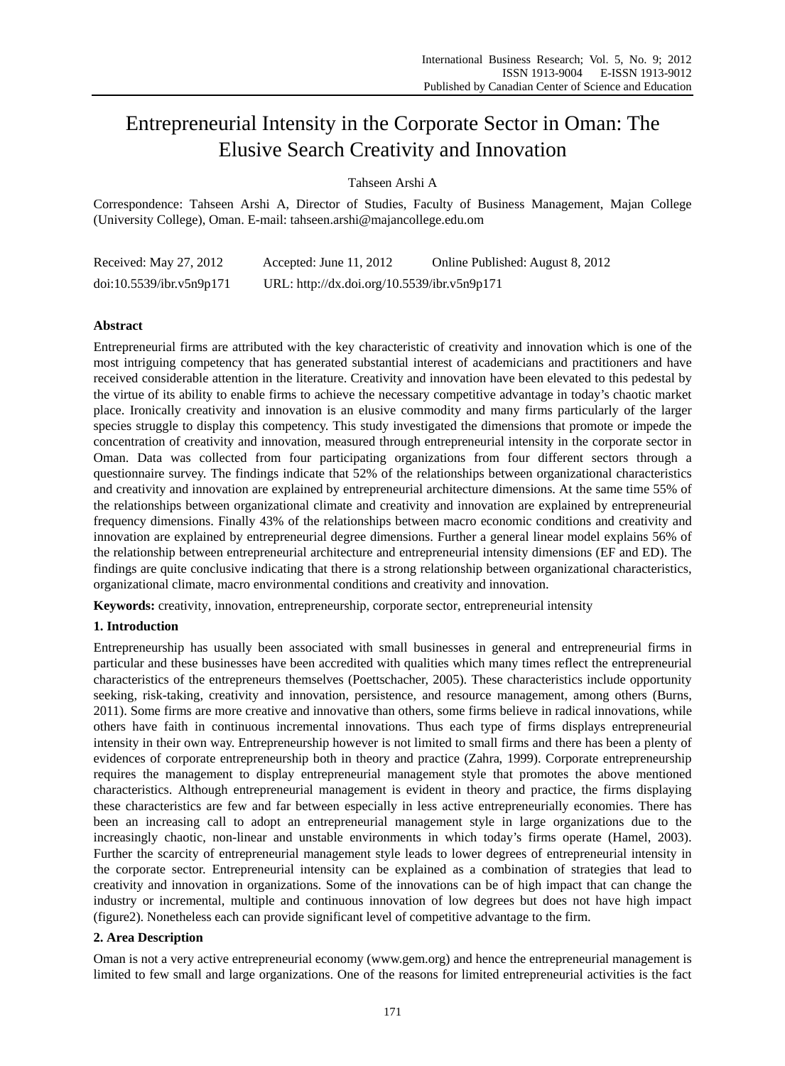# Entrepreneurial Intensity in the Corporate Sector in Oman: The Elusive Search Creativity and Innovation

Tahseen Arshi A

Correspondence: Tahseen Arshi A, Director of Studies, Faculty of Business Management, Majan College (University College), Oman. E-mail: tahseen.arshi@majancollege.edu.om

Received: May 27, 2012 Accepted: June 11, 2012 Online Published: August 8, 2012

doi:10.5539/ibr.v5n9p171 URL: http://dx.doi.org/10.5539/ibr.v5n9p171

## Abstract

Entrepreneurial firms are attributed with the key characteristic of creativity and innovation which is one of the most intriguing competency that has generated substantial interest of academicians and practitioners and have received considerable attention in the literature. Creativity and innovation have been elevated to this pedestal by the virtue of its ability to enable firms to achieve the necessary competitive advantage in today's chaotic market place. Ironically creativity and innovation is an elusive commodity and many firms particularly of the larger species struggle to display this competency. This study investigated the dimensions that promote or impede the concentration of creativity and innovation, measured through entrepreneurial intensity in the corporate sector in Oman. Data was collected from four participating organizations from four different sectors through a questionnaire survey. The findings indicate that 52% of the relationships between organizational characteristics and creativity and innovation are explained by entrepreneurial architecture dimensions. At the same time 55% of the relationships between organizational climate and creativity and innovation are explained by entrepreneurial frequency dimensions. Finally 43% of the relationships between macro economic conditions and creativity and innovation are explained by entrepreneurial degree dimensions. Further a general linear model explains 56% of the relationship between entrepreneurial architecture and entrepreneurial intensity dimensions (EF and ED). The findings are quite conclusive indicating that there is a strong relationship between organizational characteristics, organizational climate, macro environmental conditions and creativity and innovation.

**Keywords:** creativity, innovation, entrepreneurship, corporate sector, entrepreneurial intensity

## 1. Introduction

Entrepreneurship has usually been associated with small businesses in general and entrepreneurial firms in particular and these businesses have been accredited with qualities which many times reflect the entrepreneurial characteristics of the entrepreneurs themselves (Poettschacher, 2005). These characteristics include opportunity seeking, risk-taking, creativity and innovation, persistence, and resource management, among others (Burns, 2011). Some firms are more creative and innovative than others, some firms believe in radical innovations, while others have faith in continuous incremental innovations. Thus each type of firms displays entrepreneurial intensity in their own way. Entrepreneurship however is not limited to small firms and there has been a plenty of evidences of corporate entrepreneurship both in theory and practice (Zahra, 1999). Corporate entrepreneurship requires the management to display entrepreneurial management style that promotes the above mentioned characteristics. Although entrepreneurial management is evident in theory and practice, the firms displaying these characteristics are few and far between especially in less active entrepreneurially economies. There has been an increasing call to adopt an entrepreneurial management style in large organizations due to the increasingly chaotic, non-linear and unstable environments in which today's firms operate (Hamel, 2003). Further the scarcity of entrepreneurial management style leads to lower degrees of entrepreneurial intensity in the corporate sector. Entrepreneurial intensity can be explained as a combination of strategies that lead to creativity and innovation in organizations. Some of the innovations can be of high impact that can change the industry or incremental, multiple and continuous innovation of low degrees but does not have high impact (figure2). Nonetheless each can provide significant level of competitive advantage to the firm.

## 2. Area Description

Oman is not a very active entrepreneurial economy (www.gem.org) and hence the entrepreneurial management is limited to few small and large organizations. One of the reasons for limited entrepreneurial activities is the fact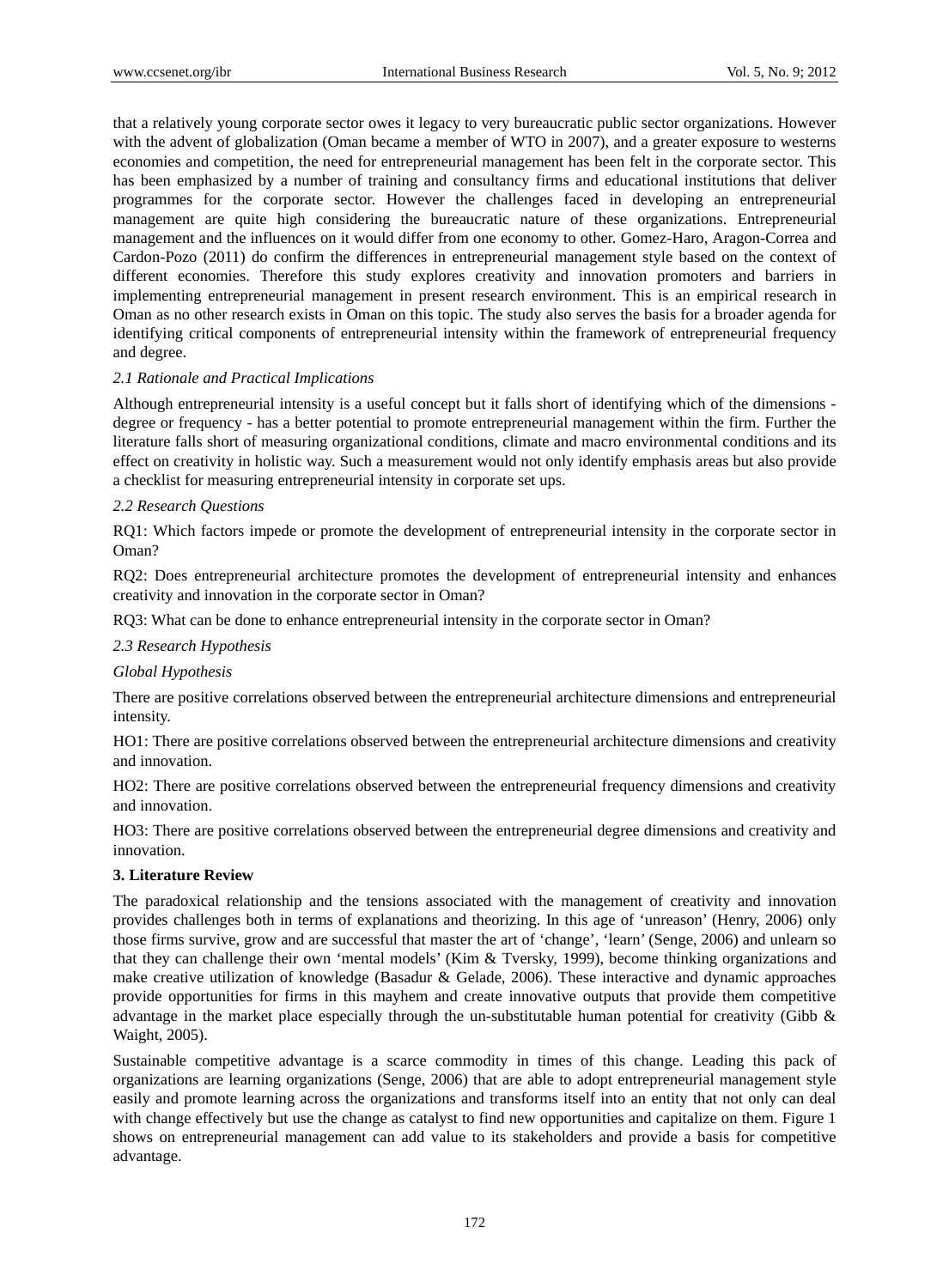that a relatively young corporate sector owes it legacy to very bureaucratic public sector organizations. However with the advent of globalization (Oman became a member of WTO in 2007), and a greater exposure to westerns economies and competition, the need for entrepreneurial management has been felt in the corporate sector. This has been emphasized by a number of training and consultancy firms and educational institutions that deliver programmes for the corporate sector. However the challenges faced in developing an entrepreneurial management are quite high considering the bureaucratic nature of these organizations. Entrepreneurial management and the influences on it would differ from one economy to other. Gomez-Haro, Aragon-Correa and Cardon-Pozo (2011) do confirm the differences in entrepreneurial management style based on the context of different economies. Therefore this study explores creativity and innovation promoters and barriers in implementing entrepreneurial management in present research environment. This is an empirical research in Oman as no other research exists in Oman on this topic. The study also serves the basis for a broader agenda for identifying critical components of entrepreneurial intensity within the framework of entrepreneurial frequency and degree.

### *2.1 Rationale and Practical Implications*

Although entrepreneurial intensity is a useful concept but it falls short of identifying which of the dimensions - degree or frequency - has a better potential to promote entrepreneurial management within the firm. Further the literature falls short of measuring organizational conditions, climate and macro environmental conditions and its effect on creativity in holistic way. Such a measurement would not only identify emphasis areas but also provide a checklist for measuring entrepreneurial intensity in corporate set ups.

### *2.2 Research Questions*

RQ1: Which factors impede or promote the development of entrepreneurial intensity in the corporate sector in Oman?

RQ2: Does entrepreneurial architecture promotes the development of entrepreneurial intensity and enhances creativity and innovation in the corporate sector in Oman?

RQ3: What can be done to enhance entrepreneurial intensity in the corporate sector in Oman?

### *2.3 Research Hypothesis*

*Global Hypothesis*

There are positive correlations observed between the entrepreneurial architecture dimensions and entrepreneurial intensity.

HO1: There are positive correlations observed between the entrepreneurial architecture dimensions and creativity and innovation.

HO2: There are positive correlations observed between the entrepreneurial frequency dimensions and creativity and innovation.

HO3: There are positive correlations observed between the entrepreneurial degree dimensions and creativity and innovation.

## **3. Literature Review**

The paradoxical relationship and the tensions associated with the management of creativity and innovation provides challenges both in terms of explanations and theorizing. In this age of 'unreason' (Henry, 2006) only those firms survive, grow and are successful that master the art of 'change', 'learn' (Senge, 2006) and unlearn so that they can challenge their own 'mental models' (Kim & Tversky, 1999), become thinking organizations and make creative utilization of knowledge (Basadur & Gelade, 2006). These interactive and dynamic approaches provide opportunities for firms in this mayhem and create innovative outputs that provide them competitive advantage in the market place especially through the un-substitutable human potential for creativity (Gibb & Waight, 2005).

Sustainable competitive advantage is a scarce commodity in times of this change. Leading this pack of organizations are learning organizations (Senge, 2006) that are able to adopt entrepreneurial management style easily and promote learning across the organizations and transforms itself into an entity that not only can deal with change effectively but use the change as catalyst to find new opportunities and capitalize on them. Figure 1 shows on entrepreneurial management can add value to its stakeholders and provide a basis for competitive advantage.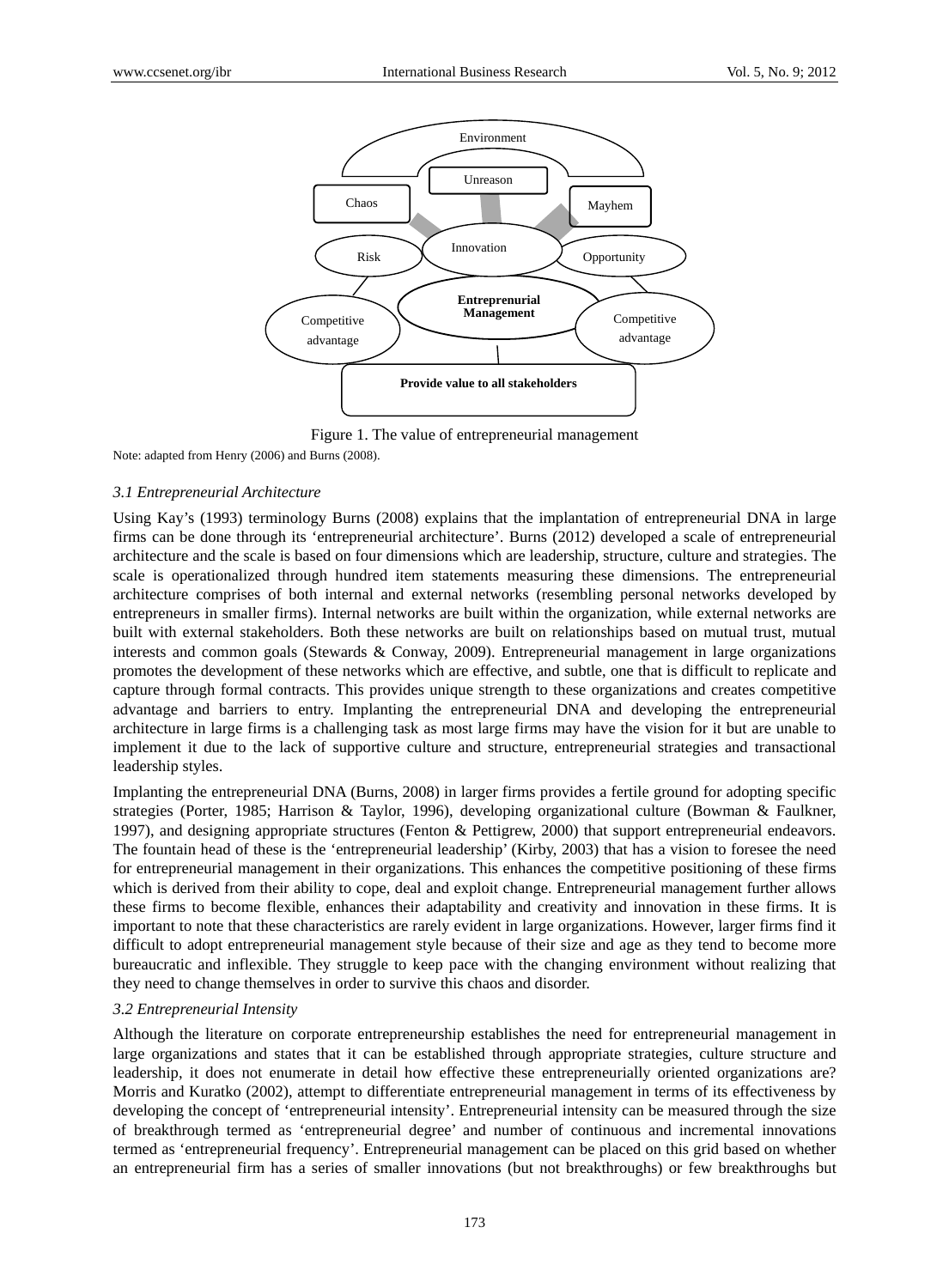Figure 1. The value of entrepreneurial management

Note: adapted from Henry (2006) and Burns (2008).

### *3.1 Entrepreneurial Architecture*

Using Kay's (1993) terminology Burns (2008) explains that the implantation of entrepreneurial DNA in large firms can be done through its 'entrepreneurial architecture'. Burns (2012) developed a scale of entrepreneurial architecture and the scale is based on four dimensions which are leadership, structure, culture and strategies. The scale is operationalized through hundred item statements measuring these dimensions. The entrepreneurial architecture comprises of both internal and external networks (resembling personal networks developed by entrepreneurs in smaller firms). Internal networks are built within the organization, while external networks are built with external stakeholders. Both these networks are built on relationships based on mutual trust, mutual interests and common goals (Stewards & Conway, 2009). Entrepreneurial management in large organizations promotes the development of these networks which are effective, and subtle, one that is difficult to replicate and capture through formal contracts. This provides unique strength to these organizations and creates competitive advantage and barriers to entry. Implanting the entrepreneurial DNA and developing the entrepreneurial architecture in large firms is a challenging task as most large firms may have the vision for it but are unable to implement it due to the lack of supportive culture and structure, entrepreneurial strategies and transactional leadership styles.

Implanting the entrepreneurial DNA (Burns, 2008) in larger firms provides a fertile ground for adopting specific strategies (Porter, 1985; Harrison & Taylor, 1996), developing organizational culture (Bowman & Faulkner, 1997), and designing appropriate structures (Fenton & Pettigrew, 2000) that support entrepreneurial endeavors. The fountain head of these is the 'entrepreneurial leadership' (Kirby, 2003) that has a vision to foresee the need for entrepreneurial management in their organizations. This enhances the competitive positioning of these firms which is derived from their ability to cope, deal and exploit change. Entrepreneurial management further allows these firms to become flexible, enhances their adaptability and creativity and innovation in these firms. It is important to note that these characteristics are rarely evident in large organizations. However, larger firms find it difficult to adopt entrepreneurial management style because of their size and age as they tend to become more bureaucratic and inflexible. They struggle to keep pace with the changing environment without realizing that they need to change themselves in order to survive this chaos and disorder.

### *3.2 Entrepreneurial Intensity*

Although the literature on corporate entrepreneurship establishes the need for entrepreneurial management in large organizations and states that it can be established through appropriate strategies, culture structure and leadership, it does not enumerate in detail how effective these entrepreneurially oriented organizations are? Morris and Kuratko (2002), attempt to differentiate entrepreneurial management in terms of its effectiveness by developing the concept of 'entrepreneurial intensity'. Entrepreneurial intensity can be measured through the size of breakthrough termed as 'entrepreneurial degree' and number of continuous and incremental innovations termed as 'entrepreneurial frequency'. Entrepreneurial management can be placed on this grid based on whether an entrepreneurial firm has a series of smaller innovations (but not breakthroughs) or few breakthroughs but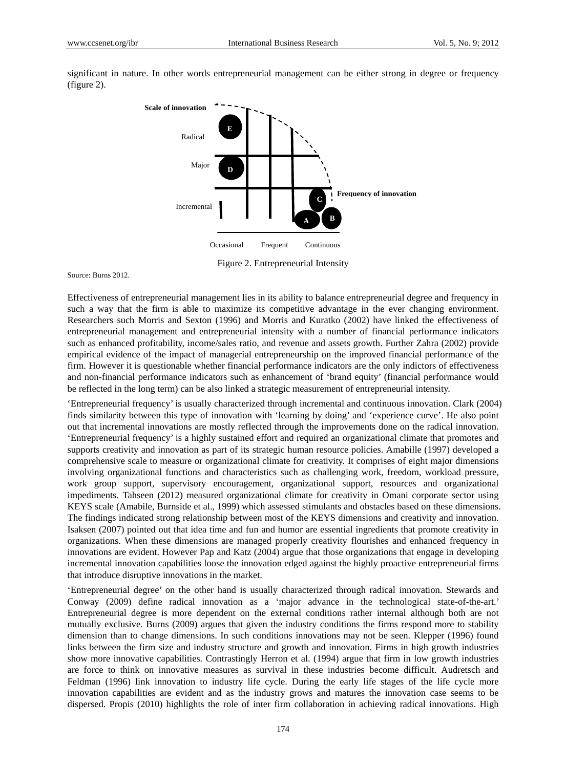significant in nature. In other words entrepreneurial management can be either strong in degree or frequency (figure 2).

Figure 2. Entrepreneurial Intensity

Source: Burns 2012.

Effectiveness of entrepreneurial management lies in its ability to balance entrepreneurial degree and frequency in such a way that the firm is able to maximize its competitive advantage in the ever changing environment. Researchers such Morris and Sexton (1996) and Morris and Kuratko (2002) have linked the effectiveness of entrepreneurial management and entrepreneurial intensity with a number of financial performance indicators such as enhanced profitability, income/sales ratio, and revenue and assets growth. Further Zahra (2002) provide empirical evidence of the impact of managerial entrepreneurship on the improved financial performance of the firm. However it is questionable whether financial performance indicators are the only indictors of effectiveness and non-financial performance indicators such as enhancement of 'brand equity' (financial performance would be reflected in the long term) can be also linked a strategic measurement of entrepreneurial intensity.

'Entrepreneurial frequency' is usually characterized through incremental and continuous innovation. Clark (2004) finds similarity between this type of innovation with 'learning by doing' and 'experience curve'. He also point out that incremental innovations are mostly reflected through the improvements done on the radical innovation. 'Entrepreneurial frequency' is a highly sustained effort and required an organizational climate that promotes and supports creativity and innovation as part of its strategic human resource policies. Amabille (1997) developed a comprehensive scale to measure or organizational climate for creativity. It comprises of eight major dimensions involving organizational functions and characteristics such as challenging work, freedom, workload pressure, work group support, supervisory encouragement, organizational support, resources and organizational impediments. Tahseen (2012) measured organizational climate for creativity in Omani corporate sector using KEYS scale (Amabile, Burnside et al., 1999) which assessed stimulants and obstacles based on these dimensions. The findings indicated strong relationship between most of the KEYS dimensions and creativity and innovation. Isaksen (2007) pointed out that idea time and fun and humor are essential ingredients that promote creativity in organizations. When these dimensions are managed properly creativity flourishes and enhanced frequency in innovations are evident. However Pap and Katz (2004) argue that those organizations that engage in developing incremental innovation capabilities loose the innovation edged against the highly proactive entrepreneurial firms that introduce disruptive innovations in the market.

'Entrepreneurial degree' on the other hand is usually characterized through radical innovation. Stewards and Conway (2009) define radical innovation as a 'major advance in the technological state-of-the-art.' Entrepreneurial degree is more dependent on the external conditions rather internal although both are not mutually exclusive. Burns (2009) argues that given the industry conditions the firms respond more to stability dimension than to change dimensions. In such conditions innovations may not be seen. Klepper (1996) found links between the firm size and industry structure and growth and innovation. Firms in high growth industries show more innovative capabilities. Contrastingly Herron et al. (1994) argue that firm in low growth industries are force to think on innovative measures as survival in these industries become difficult. Audretsch and Feldman (1996) link innovation to industry life cycle. During the early life stages of the life cycle more innovation capabilities are evident and as the industry grows and matures the innovation case seems to be dispersed. Propis (2010) highlights the role of inter firm collaboration in achieving radical innovations. High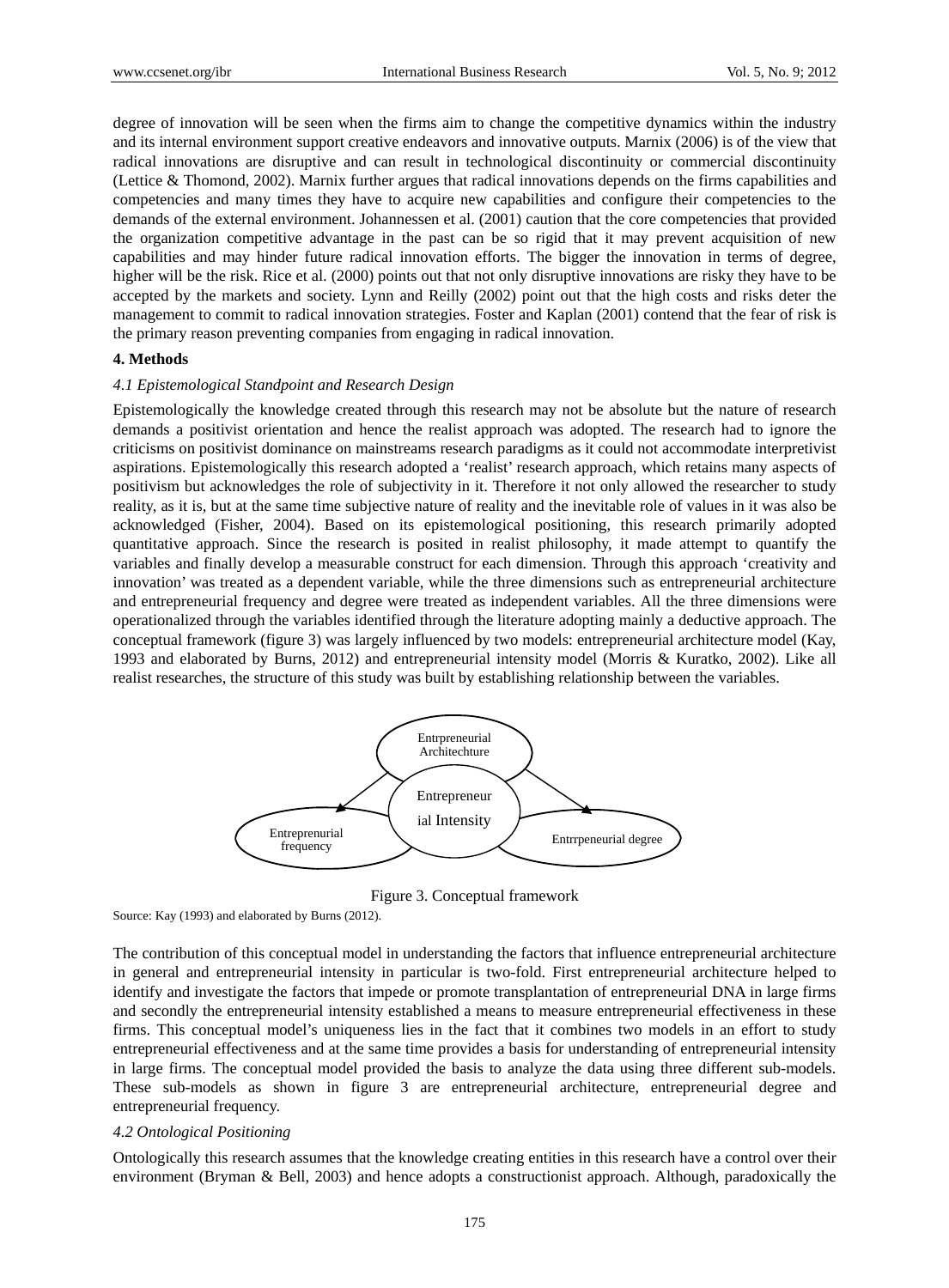degree of innovation will be seen when the firms aim to change the competitive dynamics within the industry and its internal environment support creative endeavors and innovative outputs. Marnix (2006) is of the view that radical innovations are disruptive and can result in technological discontinuity or commercial discontinuity (Lettice & Thomond, 2002). Marnix further argues that radical innovations depends on the firms capabilities and competencies and many times they have to acquire new capabilities and configure their competencies to the demands of the external environment. Johannessen et al. (2001) caution that the core competencies that provided the organization competitive advantage in the past can be so rigid that it may prevent acquisition of new capabilities and may hinder future radical innovation efforts. The bigger the innovation in terms of degree, higher will be the risk. Rice et al. (2000) points out that not only disruptive innovations are risky they have to be accepted by the markets and society. Lynn and Reilly (2002) point out that the high costs and risks deter the management to commit to radical innovation strategies. Foster and Kaplan (2001) contend that the fear of risk is the primary reason preventing companies from engaging in radical innovation.

## 4. Methods

### *4.1 Epistemological Standpoint and Research Design*

Epistemologically the knowledge created through this research may not be absolute but the nature of research demands a positivist orientation and hence the realist approach was adopted. The research had to ignore the criticisms on positivist dominance on mainstreams research paradigms as it could not accommodate interpretivist aspirations. Epistemologically this research adopted a 'realist' research approach, which retains many aspects of positivism but acknowledges the role of subjectivity in it. Therefore it not only allowed the researcher to study reality, as it is, but at the same time subjective nature of reality and the inevitable role of values in it was also be acknowledged (Fisher, 2004). Based on its epistemological positioning, this research primarily adopted quantitative approach. Since the research is posited in realist philosophy, it made attempt to quantify the variables and finally develop a measurable construct for each dimension. Through this approach 'creativity and innovation' was treated as a dependent variable, while the three dimensions such as entrepreneurial architecture and entrepreneurial frequency and degree were treated as independent variables. All the three dimensions were operationalized through the variables identified through the literature adopting mainly a deductive approach. The conceptual framework (figure 3) was largely influenced by two models: entrepreneurial architecture model (Kay, 1993 and elaborated by Burns, 2012) and entrepreneurial intensity model (Morris & Kuratko, 2002). Like all realist researches, the structure of this study was built by establishing relationship between the variables.

Entrpreneurial Architechture

Entrepreneurial Intensity

Entreprenurial frequency

Entrrpeneurial degree

Figure 3. Conceptual framework

Source: Kay (1993) and elaborated by Burns (2012).

The contribution of this conceptual model in understanding the factors that influence entrepreneurial architecture in general and entrepreneurial intensity in particular is two-fold. First entrepreneurial architecture helped to identify and investigate the factors that impede or promote transplantation of entrepreneurial DNA in large firms and secondly the entrepreneurial intensity established a means to measure entrepreneurial effectiveness in these firms. This conceptual model's uniqueness lies in the fact that it combines two models in an effort to study entrepreneurial effectiveness and at the same time provides a basis for understanding of entrepreneurial intensity in large firms. The conceptual model provided the basis to analyze the data using three different sub-models. These sub-models as shown in figure 3 are entrepreneurial architecture, entrepreneurial degree and entrepreneurial frequency.

### *4.2 Ontological Positioning*

Ontologically this research assumes that the knowledge creating entities in this research have a control over their environment (Bryman & Bell, 2003) and hence adopts a constructionist approach. Although, paradoxically the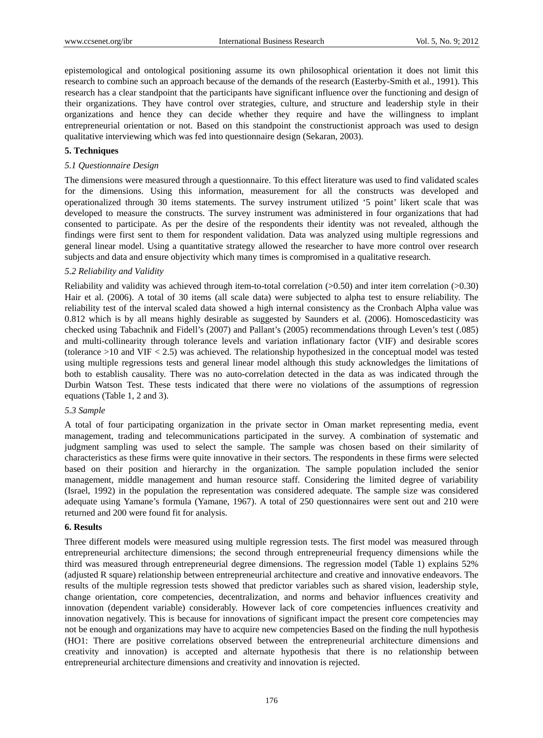epistemological and ontological positioning assume its own philosophical orientation it does not limit this research to combine such an approach because of the demands of the research (Easterby-Smith et al., 1991). This research has a clear standpoint that the participants have significant influence over the functioning and design of their organizations. They have control over strategies, culture, and structure and leadership style in their organizations and hence they can decide whether they require and have the willingness to implant entrepreneurial orientation or not. Based on this standpoint the constructionist approach was used to design qualitative interviewing which was fed into questionnaire design (Sekaran, 2003).

## 5. Techniques

### *5.1 Questionnaire Design*

The dimensions were measured through a questionnaire. To this effect literature was used to find validated scales for the dimensions. Using this information, measurement for all the constructs was developed and operationalized through 30 items statements. The survey instrument utilized '5 point' likert scale that was developed to measure the constructs. The survey instrument was administered in four organizations that had consented to participate. As per the desire of the respondents their identity was not revealed, although the findings were first sent to them for respondent validation. Data was analyzed using multiple regressions and general linear model. Using a quantitative strategy allowed the researcher to have more control over research subjects and data and ensure objectivity which many times is compromised in a qualitative research.

### *5.2 Reliability and Validity*

Reliability and validity was achieved through item-to-total correlation (>0.50) and inter item correlation (>0.30) Hair et al. (2006). A total of 30 items (all scale data) were subjected to alpha test to ensure reliability. The reliability test of the interval scaled data showed a high internal consistency as the Cronbach Alpha value was 0.812 which is by all means highly desirable as suggested by Saunders et al. (2006). Homoscedasticity was checked using Tabachnik and Fidell's (2007) and Pallant's (2005) recommendations through Leven's test (.085) and multi-collinearity through tolerance levels and variation inflationary factor (VIF) and desirable scores (tolerance >10 and VIF < 2.5) was achieved. The relationship hypothesized in the conceptual model was tested using multiple regressions tests and general linear model although this study acknowledges the limitations of both to establish causality. There was no auto-correlation detected in the data as was indicated through the Durbin Watson Test. These tests indicated that there were no violations of the assumptions of regression equations (Table 1, 2 and 3).

### *5.3 Sample*

A total of four participating organization in the private sector in Oman market representing media, event management, trading and telecommunications participated in the survey. A combination of systematic and judgment sampling was used to select the sample. The sample was chosen based on their similarity of characteristics as these firms were quite innovative in their sectors. The respondents in these firms were selected based on their position and hierarchy in the organization. The sample population included the senior management, middle management and human resource staff. Considering the limited degree of variability (Israel, 1992) in the population the representation was considered adequate. The sample size was considered adequate using Yamane's formula (Yamane, 1967). A total of 250 questionnaires were sent out and 210 were returned and 200 were found fit for analysis.

## 6. Results

Three different models were measured using multiple regression tests. The first model was measured through entrepreneurial architecture dimensions; the second through entrepreneurial frequency dimensions while the third was measured through entrepreneurial degree dimensions. The regression model (Table 1) explains 52% (adjusted R square) relationship between entrepreneurial architecture and creative and innovative endeavors. The results of the multiple regression tests showed that predictor variables such as shared vision, leadership style, change orientation, core competencies, decentralization, and norms and behavior influences creativity and innovation (dependent variable) considerably. However lack of core competencies influences creativity and innovation negatively. This is because for innovations of significant impact the present core competencies may not be enough and organizations may have to acquire new competencies Based on the finding the null hypothesis (HO1: There are positive correlations observed between the entrepreneurial architecture dimensions and creativity and innovation) is accepted and alternate hypothesis that there is no relationship between entrepreneurial architecture dimensions and creativity and innovation is rejected.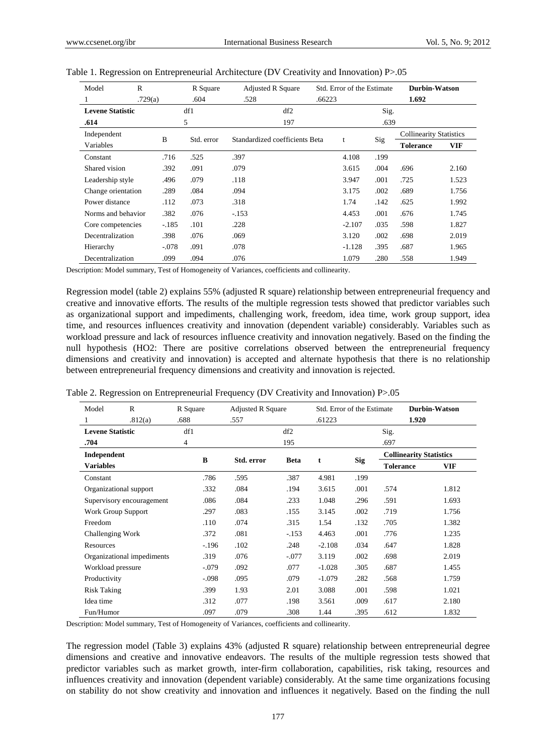Table 1. Regression on Entrepreneurial Architecture (DV Creativity and Innovation) P>.05

| Model | R | R Square | Adjusted R Square | Std. Error of the Estimate | | **Durbin-Watson** | |
|---|---|---|---|---|---|---|---|
| 1 | .729(a) | .604 | .528 | .66223 | | **1.692** | |
| **Levene Statistic** | | df1 | df2 | | Sig. | | |
| **.614** | | 5 | 197 | | .639 | | |
| Independent Variables | B | Std. error | Standardized coefficients Beta | t | Sig | Collinearity Statistics | |
| | | | | | | **Tolerance** | **VIF** |
| Constant | .716 | .525 | .397 | 4.108 | .199 | | |
| Shared vision | .392 | .091 | .079 | 3.615 | .004 | .696 | 2.160 |
| Leadership style | .496 | .079 | .118 | 3.947 | .001 | .725 | 1.523 |
| Change orientation | .289 | .084 | .094 | 3.175 | .002 | .689 | 1.756 |
| Power distance | .112 | .073 | .318 | 1.74 | .142 | .625 | 1.992 |
| Norms and behavior | .382 | .076 | -.153 | 4.453 | .001 | .676 | 1.745 |
| Core competencies | -.185 | .101 | .228 | -2.107 | .035 | .598 | 1.827 |
| Decentralization | .398 | .076 | .069 | 3.120 | .002 | .698 | 2.019 |
| Hierarchy | -.078 | .091 | .078 | -1.128 | .395 | .687 | 1.965 |
| Decentralization | .099 | .094 | .076 | 1.079 | .280 | .558 | 1.949 |

Description: Model summary, Test of Homogeneity of Variances, coefficients and collinearity.

Regression model (table 2) explains 55% (adjusted R square) relationship between entrepreneurial frequency and creative and innovative efforts. The results of the multiple regression tests showed that predictor variables such as organizational support and impediments, challenging work, freedom, idea time, work group support, idea time, and resources influences creativity and innovation (dependent variable) considerably. Variables such as workload pressure and lack of resources influence creativity and innovation negatively. Based on the finding the null hypothesis (HO2: There are positive correlations observed between the entrepreneurial frequency dimensions and creativity and innovation) is accepted and alternate hypothesis that there is no relationship between entrepreneurial frequency dimensions and creativity and innovation is rejected.

Table 2. Regression on Entrepreneurial Frequency (DV Creativity and Innovation) P>.05

| Model | R | R Square | Adjusted R Square | Std. Error of the Estimate | | **Durbin-Watson** | |
|---|---|---|---|---|---|---|---|
| 1 | .812(a) | .688 | .557 | .61223 | | **1.920** | |
| **Levene Statistic** | | df1 | df2 | | Sig. | | |
| **.704** | | 4 | 195 | | .697 | | |
| **Independent Variables** | **B** | **Std. error** | **Beta** | **t** | **Sig** | **Collinearity Statistics** | |
| | | | | | | **Tolerance** | **VIF** |
| Constant | .786 | .595 | .387 | 4.981 | .199 | | |
| Organizational support | .332 | .084 | .194 | 3.615 | .001 | .574 | 1.812 |
| Supervisory encouragement | .086 | .084 | .233 | 1.048 | .296 | .591 | 1.693 |
| Work Group Support | .297 | .083 | .155 | 3.145 | .002 | .719 | 1.756 |
| Freedom | .110 | .074 | .315 | 1.54 | .132 | .705 | 1.382 |
| Challenging Work | .372 | .081 | -.153 | 4.463 | .001 | .776 | 1.235 |
| Resources | -.196 | .102 | .248 | -2.108 | .034 | .647 | 1.828 |
| Organizational impediments | .319 | .076 | -.077 | 3.119 | .002 | .698 | 2.019 |
| Workload pressure | -.079 | .092 | .077 | -1.028 | .305 | .687 | 1.455 |
| Productivity | -.098 | .095 | .079 | -1.079 | .282 | .568 | 1.759 |
| Risk Taking | .399 | 1.93 | 2.01 | 3.088 | .001 | .598 | 1.021 |
| Idea time | .312 | .077 | .198 | 3.561 | .009 | .617 | 2.180 |
| Fun/Humor | .097 | .079 | .308 | 1.44 | .395 | .612 | 1.832 |

Description: Model summary, Test of Homogeneity of Variances, coefficients and collinearity.

The regression model (Table 3) explains 43% (adjusted R square) relationship between entrepreneurial degree dimensions and creative and innovative endeavors. The results of the multiple regression tests showed that predictor variables such as market growth, inter-firm collaboration, capabilities, risk taking, resources and influences creativity and innovation (dependent variable) considerably. At the same time organizations focusing on stability do not show creativity and innovation and influences it negatively. Based on the finding the null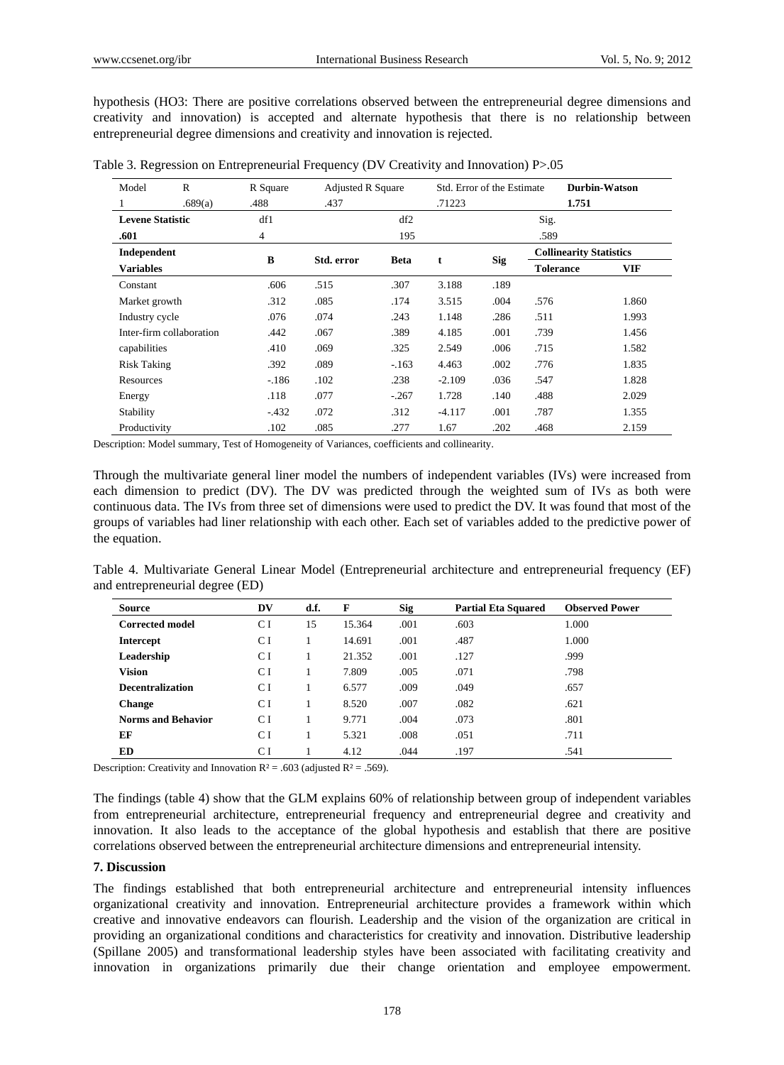hypothesis (HO3: There are positive correlations observed between the entrepreneurial degree dimensions and creativity and innovation) is accepted and alternate hypothesis that there is no relationship between entrepreneurial degree dimensions and creativity and innovation is rejected.

Table 3. Regression on Entrepreneurial Frequency (DV Creativity and Innovation) P>.05

| Model | R | R Square | Adjusted R Square | | Std. Error of the Estimate | | Durbin-Watson | |
|---|---|---|---|---|---|---|---|---|
| 1 | .689(a) | .488 | .437 | | .71223 | | **1.751** | |
| **Levene Statistic** | | df1 | | df2 | | | Sig. | |
| **.601** | | 4 | | 195 | | | .589 | |
| **Independent Variables** | | **B** | **Std. error** | **Beta** | **t** | **Sig** | **Collinearity Statistics Tolerance** | **VIF** |
| Constant | | .606 | .515 | .307 | 3.188 | .189 | | |
| Market growth | | .312 | .085 | .174 | 3.515 | .004 | .576 | 1.860 |
| Industry cycle | | .076 | .074 | .243 | 1.148 | .286 | .511 | 1.993 |
| Inter-firm collaboration | | .442 | .067 | .389 | 4.185 | .001 | .739 | 1.456 |
| capabilities | | .410 | .069 | .325 | 2.549 | .006 | .715 | 1.582 |
| Risk Taking | | .392 | .089 | -.163 | 4.463 | .002 | .776 | 1.835 |
| Resources | | -.186 | .102 | .238 | -2.109 | .036 | .547 | 1.828 |
| Energy | | .118 | .077 | -.267 | 1.728 | .140 | .488 | 2.029 |
| Stability | | -.432 | .072 | .312 | -4.117 | .001 | .787 | 1.355 |
| Productivity | | .102 | .085 | .277 | 1.67 | .202 | .468 | 2.159 |

Description: Model summary, Test of Homogeneity of Variances, coefficients and collinearity.

Through the multivariate general liner model the numbers of independent variables (IVs) were increased from each dimension to predict (DV). The DV was predicted through the weighted sum of IVs as both were continuous data. The IVs from three set of dimensions were used to predict the DV. It was found that most of the groups of variables had liner relationship with each other. Each set of variables added to the predictive power of the equation.

Table 4. Multivariate General Linear Model (Entrepreneurial architecture and entrepreneurial frequency (EF) and entrepreneurial degree (ED)

| Source | DV | d.f. | F | Sig | Partial Eta Squared | Observed Power |
|---|---|---|---|---|---|---|
| **Corrected model** | C I | 15 | 15.364 | .001 | .603 | 1.000 |
| **Intercept** | C I | 1 | 14.691 | .001 | .487 | 1.000 |
| **Leadership** | C I | 1 | 21.352 | .001 | .127 | .999 |
| **Vision** | C I | 1 | 7.809 | .005 | .071 | .798 |
| **Decentralization** | C I | 1 | 6.577 | .009 | .049 | .657 |
| **Change** | C I | 1 | 8.520 | .007 | .082 | .621 |
| **Norms and Behavior** | C I | 1 | 9.771 | .004 | .073 | .801 |
| **EF** | C I | 1 | 5.321 | .008 | .051 | .711 |
| **ED** | C I | 1 | 4.12 | .044 | .197 | .541 |

Description: Creativity and Innovation $R^2 = .603$ (adjusted $R^2 = .569$).

The findings (table 4) show that the GLM explains 60% of relationship between group of independent variables from entrepreneurial architecture, entrepreneurial frequency and entrepreneurial degree and creativity and innovation. It also leads to the acceptance of the global hypothesis and establish that there are positive correlations observed between the entrepreneurial architecture dimensions and entrepreneurial intensity.

## 7. Discussion

The findings established that both entrepreneurial architecture and entrepreneurial intensity influences organizational creativity and innovation. Entrepreneurial architecture provides a framework within which creative and innovative endeavors can flourish. Leadership and the vision of the organization are critical in providing an organizational conditions and characteristics for creativity and innovation. Distributive leadership (Spillane 2005) and transformational leadership styles have been associated with facilitating creativity and innovation in organizations primarily due their change orientation and employee empowerment.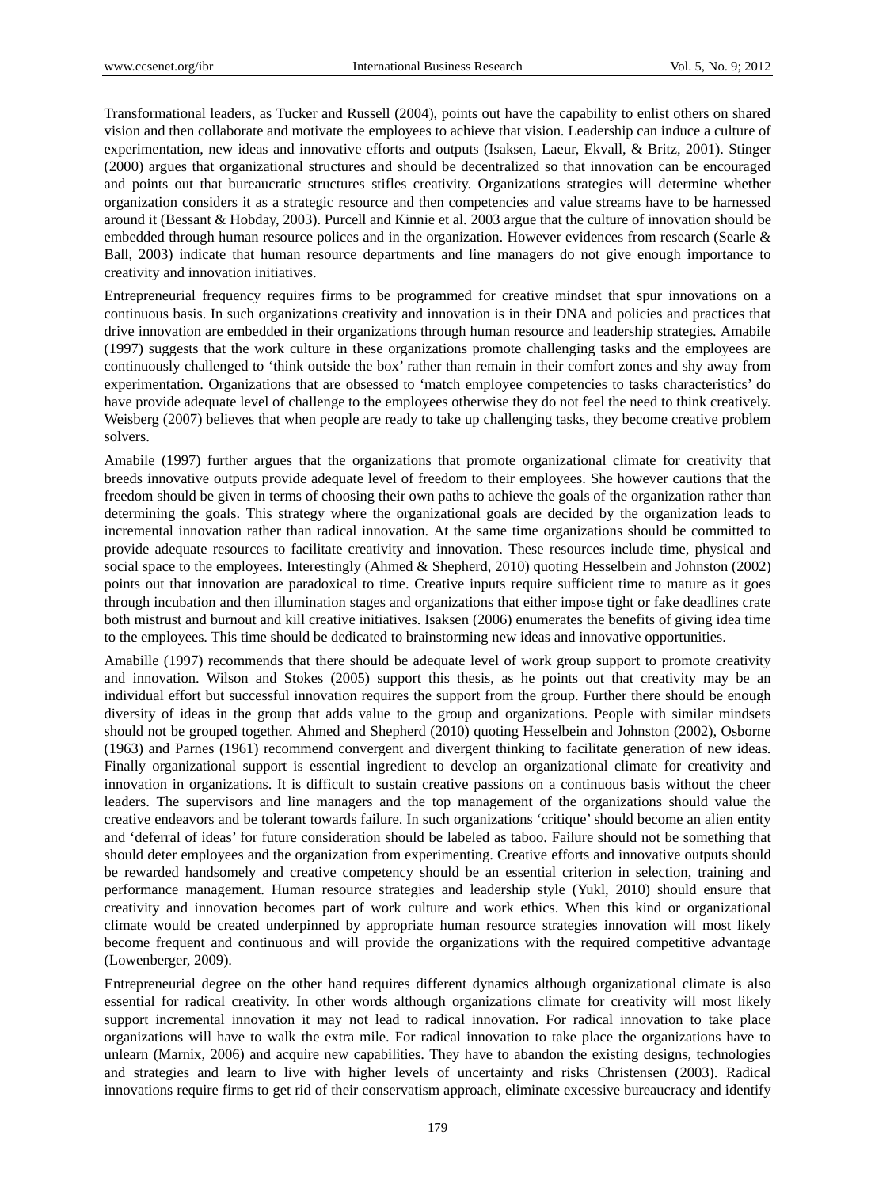Transformational leaders, as Tucker and Russell (2004), points out have the capability to enlist others on shared vision and then collaborate and motivate the employees to achieve that vision. Leadership can induce a culture of experimentation, new ideas and innovative efforts and outputs (Isaksen, Laeur, Ekvall, & Britz, 2001). Stinger (2000) argues that organizational structures and should be decentralized so that innovation can be encouraged and points out that bureaucratic structures stifles creativity. Organizations strategies will determine whether organization considers it as a strategic resource and then competencies and value streams have to be harnessed around it (Bessant & Hobday, 2003). Purcell and Kinnie et al. 2003 argue that the culture of innovation should be embedded through human resource polices and in the organization. However evidences from research (Searle & Ball, 2003) indicate that human resource departments and line managers do not give enough importance to creativity and innovation initiatives.

Entrepreneurial frequency requires firms to be programmed for creative mindset that spur innovations on a continuous basis. In such organizations creativity and innovation is in their DNA and policies and practices that drive innovation are embedded in their organizations through human resource and leadership strategies. Amabile (1997) suggests that the work culture in these organizations promote challenging tasks and the employees are continuously challenged to 'think outside the box' rather than remain in their comfort zones and shy away from experimentation. Organizations that are obsessed to 'match employee competencies to tasks characteristics' do have provide adequate level of challenge to the employees otherwise they do not feel the need to think creatively. Weisberg (2007) believes that when people are ready to take up challenging tasks, they become creative problem solvers.

Amabile (1997) further argues that the organizations that promote organizational climate for creativity that breeds innovative outputs provide adequate level of freedom to their employees. She however cautions that the freedom should be given in terms of choosing their own paths to achieve the goals of the organization rather than determining the goals. This strategy where the organizational goals are decided by the organization leads to incremental innovation rather than radical innovation. At the same time organizations should be committed to provide adequate resources to facilitate creativity and innovation. These resources include time, physical and social space to the employees. Interestingly (Ahmed & Shepherd, 2010) quoting Hesselbein and Johnston (2002) points out that innovation are paradoxical to time. Creative inputs require sufficient time to mature as it goes through incubation and then illumination stages and organizations that either impose tight or fake deadlines crate both mistrust and burnout and kill creative initiatives. Isaksen (2006) enumerates the benefits of giving idea time to the employees. This time should be dedicated to brainstorming new ideas and innovative opportunities.

Amabille (1997) recommends that there should be adequate level of work group support to promote creativity and innovation. Wilson and Stokes (2005) support this thesis, as he points out that creativity may be an individual effort but successful innovation requires the support from the group. Further there should be enough diversity of ideas in the group that adds value to the group and organizations. People with similar mindsets should not be grouped together. Ahmed and Shepherd (2010) quoting Hesselbein and Johnston (2002), Osborne (1963) and Parnes (1961) recommend convergent and divergent thinking to facilitate generation of new ideas. Finally organizational support is essential ingredient to develop an organizational climate for creativity and innovation in organizations. It is difficult to sustain creative passions on a continuous basis without the cheer leaders. The supervisors and line managers and the top management of the organizations should value the creative endeavors and be tolerant towards failure. In such organizations 'critique' should become an alien entity and 'deferral of ideas' for future consideration should be labeled as taboo. Failure should not be something that should deter employees and the organization from experimenting. Creative efforts and innovative outputs should be rewarded handsomely and creative competency should be an essential criterion in selection, training and performance management. Human resource strategies and leadership style (Yukl, 2010) should ensure that creativity and innovation becomes part of work culture and work ethics. When this kind or organizational climate would be created underpinned by appropriate human resource strategies innovation will most likely become frequent and continuous and will provide the organizations with the required competitive advantage (Lowenberger, 2009).

Entrepreneurial degree on the other hand requires different dynamics although organizational climate is also essential for radical creativity. In other words although organizations climate for creativity will most likely support incremental innovation it may not lead to radical innovation. For radical innovation to take place organizations will have to walk the extra mile. For radical innovation to take place the organizations have to unlearn (Marnix, 2006) and acquire new capabilities. They have to abandon the existing designs, technologies and strategies and learn to live with higher levels of uncertainty and risks Christensen (2003). Radical innovations require firms to get rid of their conservatism approach, eliminate excessive bureaucracy and identify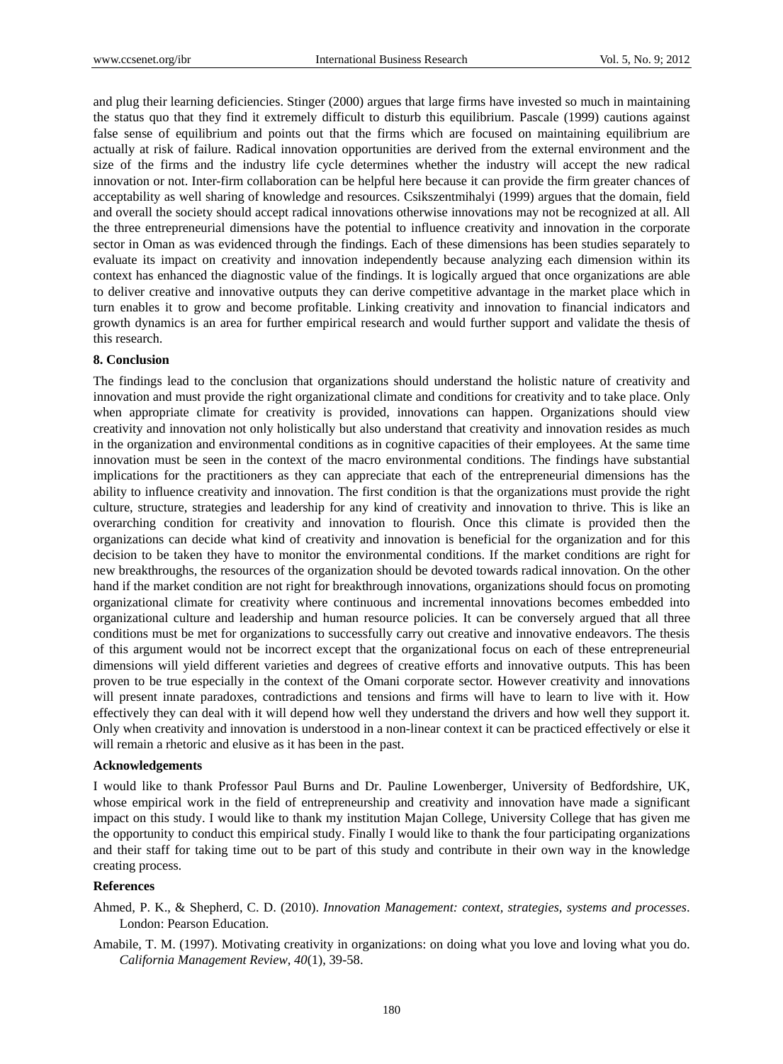and plug their learning deficiencies. Stinger (2000) argues that large firms have invested so much in maintaining the status quo that they find it extremely difficult to disturb this equilibrium. Pascale (1999) cautions against false sense of equilibrium and points out that the firms which are focused on maintaining equilibrium are actually at risk of failure. Radical innovation opportunities are derived from the external environment and the size of the firms and the industry life cycle determines whether the industry will accept the new radical innovation or not. Inter-firm collaboration can be helpful here because it can provide the firm greater chances of acceptability as well sharing of knowledge and resources. Csikszentmihalyi (1999) argues that the domain, field and overall the society should accept radical innovations otherwise innovations may not be recognized at all. All the three entrepreneurial dimensions have the potential to influence creativity and innovation in the corporate sector in Oman as was evidenced through the findings. Each of these dimensions has been studies separately to evaluate its impact on creativity and innovation independently because analyzing each dimension within its context has enhanced the diagnostic value of the findings. It is logically argued that once organizations are able to deliver creative and innovative outputs they can derive competitive advantage in the market place which in turn enables it to grow and become profitable. Linking creativity and innovation to financial indicators and growth dynamics is an area for further empirical research and would further support and validate the thesis of this research.

**8. Conclusion**

The findings lead to the conclusion that organizations should understand the holistic nature of creativity and innovation and must provide the right organizational climate and conditions for creativity and to take place. Only when appropriate climate for creativity is provided, innovations can happen. Organizations should view creativity and innovation not only holistically but also understand that creativity and innovation resides as much in the organization and environmental conditions as in cognitive capacities of their employees. At the same time innovation must be seen in the context of the macro environmental conditions. The findings have substantial implications for the practitioners as they can appreciate that each of the entrepreneurial dimensions has the ability to influence creativity and innovation. The first condition is that the organizations must provide the right culture, structure, strategies and leadership for any kind of creativity and innovation to thrive. This is like an overarching condition for creativity and innovation to flourish. Once this climate is provided then the organizations can decide what kind of creativity and innovation is beneficial for the organization and for this decision to be taken they have to monitor the environmental conditions. If the market conditions are right for new breakthroughs, the resources of the organization should be devoted towards radical innovation. On the other hand if the market condition are not right for breakthrough innovations, organizations should focus on promoting organizational climate for creativity where continuous and incremental innovations becomes embedded into organizational culture and leadership and human resource policies. It can be conversely argued that all three conditions must be met for organizations to successfully carry out creative and innovative endeavors. The thesis of this argument would not be incorrect except that the organizational focus on each of these entrepreneurial dimensions will yield different varieties and degrees of creative efforts and innovative outputs. This has been proven to be true especially in the context of the Omani corporate sector. However creativity and innovations will present innate paradoxes, contradictions and tensions and firms will have to learn to live with it. How effectively they can deal with it will depend how well they understand the drivers and how well they support it. Only when creativity and innovation is understood in a non-linear context it can be practiced effectively or else it will remain a rhetoric and elusive as it has been in the past.

**Acknowledgements**

I would like to thank Professor Paul Burns and Dr. Pauline Lowenberger, University of Bedfordshire, UK, whose empirical work in the field of entrepreneurship and creativity and innovation have made a significant impact on this study. I would like to thank my institution Majan College, University College that has given me the opportunity to conduct this empirical study. Finally I would like to thank the four participating organizations and their staff for taking time out to be part of this study and contribute in their own way in the knowledge creating process.

**References**

Ahmed, P. K., & Shepherd, C. D. (2010). *Innovation Management: context, strategies, systems and processes*. London: Pearson Education.

Amabile, T. M. (1997). Motivating creativity in organizations: on doing what you love and loving what you do. *California Management Review*, *40*(1), 39-58.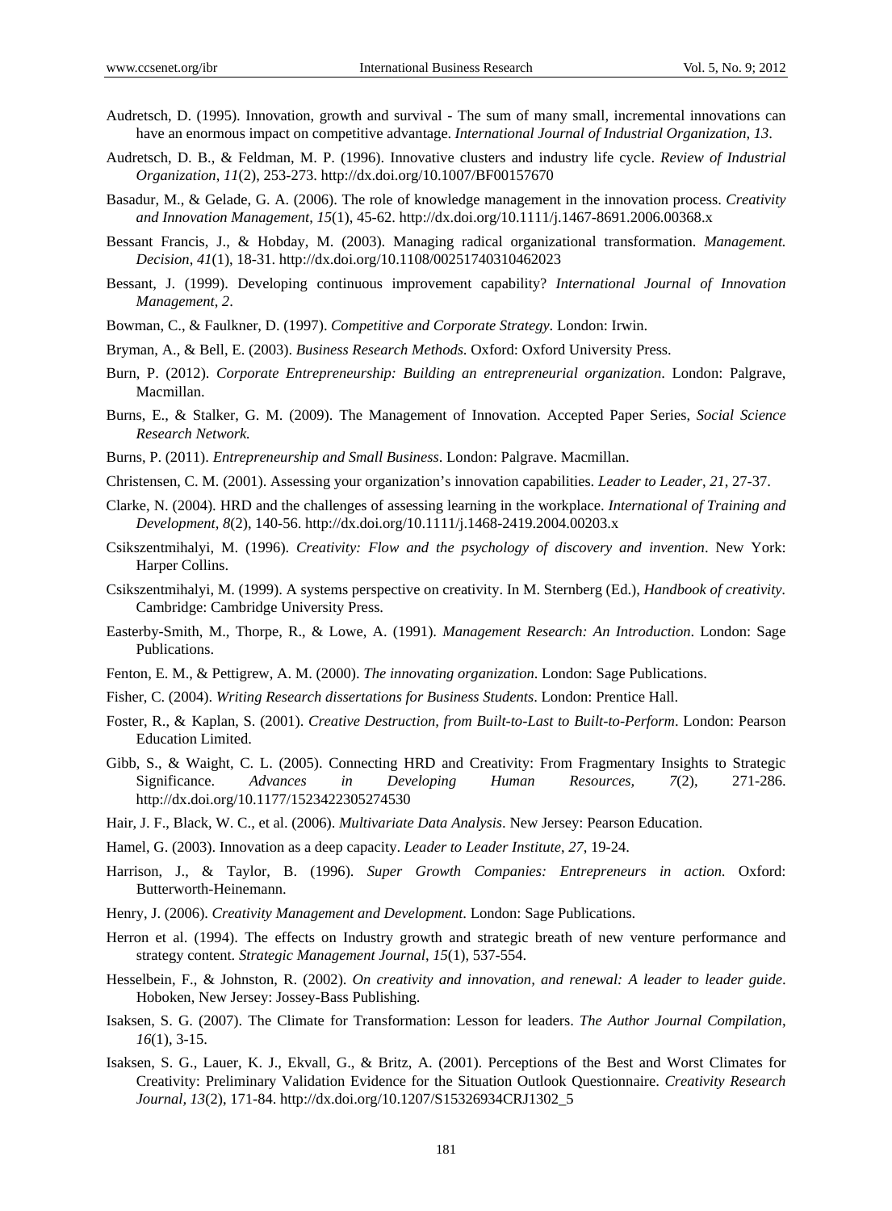Audretsch, D. (1995). Innovation, growth and survival - The sum of many small, incremental innovations can have an enormous impact on competitive advantage. *International Journal of Industrial Organization*, *13*.

Audretsch, D. B., & Feldman, M. P. (1996). Innovative clusters and industry life cycle. *Review of Industrial Organization*, *11*(2), 253-273. http://dx.doi.org/10.1007/BF00157670

Basadur, M., & Gelade, G. A. (2006). The role of knowledge management in the innovation process. *Creativity and Innovation Management*, *15*(1), 45-62. http://dx.doi.org/10.1111/j.1467-8691.2006.00368.x

Bessant Francis, J., & Hobday, M. (2003). Managing radical organizational transformation. *Management. Decision*, *41*(1), 18-31. http://dx.doi.org/10.1108/00251740310462023

Bessant, J. (1999). Developing continuous improvement capability? *International Journal of Innovation Management*, *2*.

Bowman, C., & Faulkner, D. (1997). *Competitive and Corporate Strategy*. London: Irwin.

Bryman, A., & Bell, E. (2003). *Business Research Methods*. Oxford: Oxford University Press.

Burn, P. (2012). *Corporate Entrepreneurship: Building an entrepreneurial organization*. London: Palgrave, Macmillan.

Burns, E., & Stalker, G. M. (2009). The Management of Innovation. Accepted Paper Series, *Social Science Research Network*.

Burns, P. (2011). *Entrepreneurship and Small Business*. London: Palgrave. Macmillan.

Christensen, C. M. (2001). Assessing your organization's innovation capabilities. *Leader to Leader*, *21*, 27-37.

Clarke, N. (2004). HRD and the challenges of assessing learning in the workplace. *International of Training and Development*, *8*(2), 140-56. http://dx.doi.org/10.1111/j.1468-2419.2004.00203.x

Csikszentmihalyi, M. (1996). *Creativity: Flow and the psychology of discovery and invention*. New York: Harper Collins.

Csikszentmihalyi, M. (1999). A systems perspective on creativity. In M. Sternberg (Ed.), *Handbook of creativity*. Cambridge: Cambridge University Press.

Easterby-Smith, M., Thorpe, R., & Lowe, A. (1991). *Management Research: An Introduction*. London: Sage Publications.

Fenton, E. M., & Pettigrew, A. M. (2000). *The innovating organization*. London: Sage Publications.

Fisher, C. (2004). *Writing Research dissertations for Business Students*. London: Prentice Hall.

Foster, R., & Kaplan, S. (2001). *Creative Destruction, from Built-to-Last to Built-to-Perform*. London: Pearson Education Limited.

Gibb, S., & Waight, C. L. (2005). Connecting HRD and Creativity: From Fragmentary Insights to Strategic Significance. *Advances in Developing Human Resources, 7*(2), 271-286. http://dx.doi.org/10.1177/1523422305274530

Hair, J. F., Black, W. C., et al. (2006). *Multivariate Data Analysis*. New Jersey: Pearson Education.

Hamel, G. (2003). Innovation as a deep capacity. *Leader to Leader Institute*, *27*, 19-24.

Harrison, J., & Taylor, B. (1996). *Super Growth Companies: Entrepreneurs in action*. Oxford: Butterworth-Heinemann.

Henry, J. (2006). *Creativity Management and Development*. London: Sage Publications.

Herron et al. (1994). The effects on Industry growth and strategic breath of new venture performance and strategy content. *Strategic Management Journal*, *15*(1), 537-554.

Hesselbein, F., & Johnston, R. (2002). *On creativity and innovation, and renewal: A leader to leader guide*. Hoboken, New Jersey: Jossey-Bass Publishing.

Isaksen, S. G. (2007). The Climate for Transformation: Lesson for leaders. *The Author Journal Compilation*, *16*(1), 3-15.

Isaksen, S. G., Lauer, K. J., Ekvall, G., & Britz, A. (2001). Perceptions of the Best and Worst Climates for Creativity: Preliminary Validation Evidence for the Situation Outlook Questionnaire. *Creativity Research Journal*, *13*(2), 171-84. http://dx.doi.org/10.1207/S15326934CRJ1302_5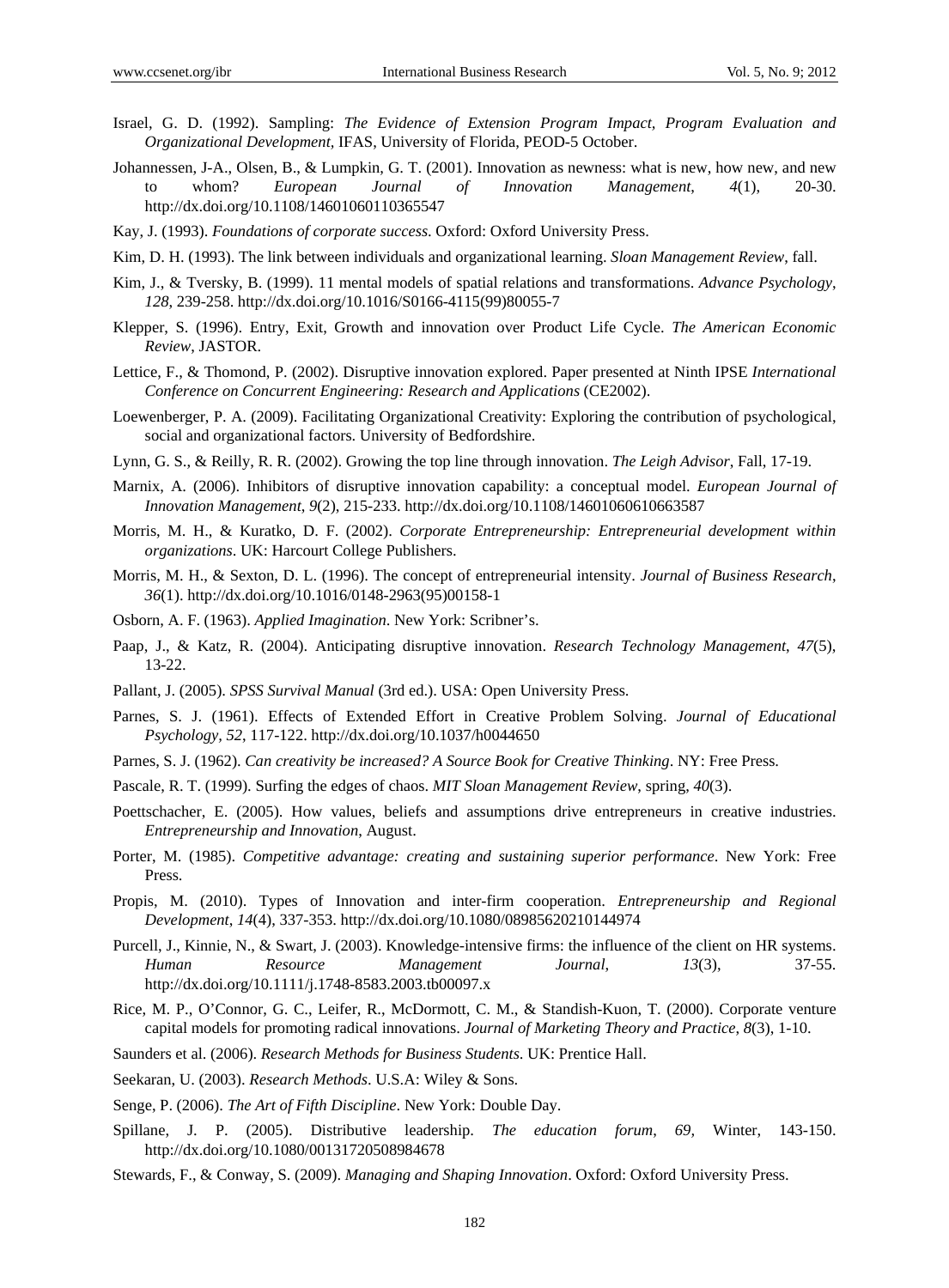Israel, G. D. (1992). Sampling: *The Evidence of Extension Program Impact, Program Evaluation and Organizational Development*, IFAS, University of Florida, PEOD-5 October.

Johannessen, J-A., Olsen, B., & Lumpkin, G. T. (2001). Innovation as newness: what is new, how new, and new to whom? *European Journal of Innovation Management*, *4*(1), 20-30. http://dx.doi.org/10.1108/14601060110365547

Kay, J. (1993). *Foundations of corporate success*. Oxford: Oxford University Press.

Kim, D. H. (1993). The link between individuals and organizational learning. *Sloan Management Review*, fall.

Kim, J., & Tversky, B. (1999). 11 mental models of spatial relations and transformations. *Advance Psychology*, *128*, 239-258. http://dx.doi.org/10.1016/S0166-4115(99)80055-7

Klepper, S. (1996). Entry, Exit, Growth and innovation over Product Life Cycle. *The American Economic Review*, JASTOR.

Lettice, F., & Thomond, P. (2002). Disruptive innovation explored. Paper presented at Ninth IPSE *International Conference on Concurrent Engineering: Research and Applications* (CE2002).

Loewenberger, P. A. (2009). Facilitating Organizational Creativity: Exploring the contribution of psychological, social and organizational factors. University of Bedfordshire.

Lynn, G. S., & Reilly, R. R. (2002). Growing the top line through innovation. *The Leigh Advisor*, Fall, 17-19.

Marnix, A. (2006). Inhibitors of disruptive innovation capability: a conceptual model. *European Journal of Innovation Management*, *9*(2), 215-233. http://dx.doi.org/10.1108/14601060610663587

Morris, M. H., & Kuratko, D. F. (2002). *Corporate Entrepreneurship: Entrepreneurial development within organizations*. UK: Harcourt College Publishers.

Morris, M. H., & Sexton, D. L. (1996). The concept of entrepreneurial intensity. *Journal of Business Research*, *36*(1). http://dx.doi.org/10.1016/0148-2963(95)00158-1

Osborn, A. F. (1963). *Applied Imagination*. New York: Scribner's.

Paap, J., & Katz, R. (2004). Anticipating disruptive innovation. *Research Technology Management*, *47*(5), 13-22.

Pallant, J. (2005). *SPSS Survival Manual* (3rd ed.). USA: Open University Press.

Parnes, S. J. (1961). Effects of Extended Effort in Creative Problem Solving. *Journal of Educational Psychology, 52*, 117-122. http://dx.doi.org/10.1037/h0044650

Parnes, S. J. (1962). *Can creativity be increased? A Source Book for Creative Thinking*. NY: Free Press.

Pascale, R. T. (1999). Surfing the edges of chaos. *MIT Sloan Management Review*, spring, *40*(3).

Poettschacher, E. (2005). How values, beliefs and assumptions drive entrepreneurs in creative industries. *Entrepreneurship and Innovation*, August.

Porter, M. (1985). *Competitive advantage: creating and sustaining superior performance*. New York: Free Press.

Propis, M. (2010). Types of Innovation and inter-firm cooperation. *Entrepreneurship and Regional Development*, *14*(4), 337-353. http://dx.doi.org/10.1080/08985620210144974

Purcell, J., Kinnie, N., & Swart, J. (2003). Knowledge-intensive firms: the influence of the client on HR systems. *Human Resource Management Journal*, *13*(3), 37-55. http://dx.doi.org/10.1111/j.1748-8583.2003.tb00097.x

Rice, M. P., O'Connor, G. C., Leifer, R., McDormott, C. M., & Standish-Kuon, T. (2000). Corporate venture capital models for promoting radical innovations. *Journal of Marketing Theory and Practice*, *8*(3), 1-10.

Saunders et al. (2006). *Research Methods for Business Students*. UK: Prentice Hall.

Seekaran, U. (2003). *Research Methods*. U.S.A: Wiley & Sons.

Senge, P. (2006). *The Art of Fifth Discipline*. New York: Double Day.

Spillane, J. P. (2005). Distributive leadership. *The education forum*, *69*, Winter, 143-150. http://dx.doi.org/10.1080/00131720508984678

Stewards, F., & Conway, S. (2009). *Managing and Shaping Innovation*. Oxford: Oxford University Press.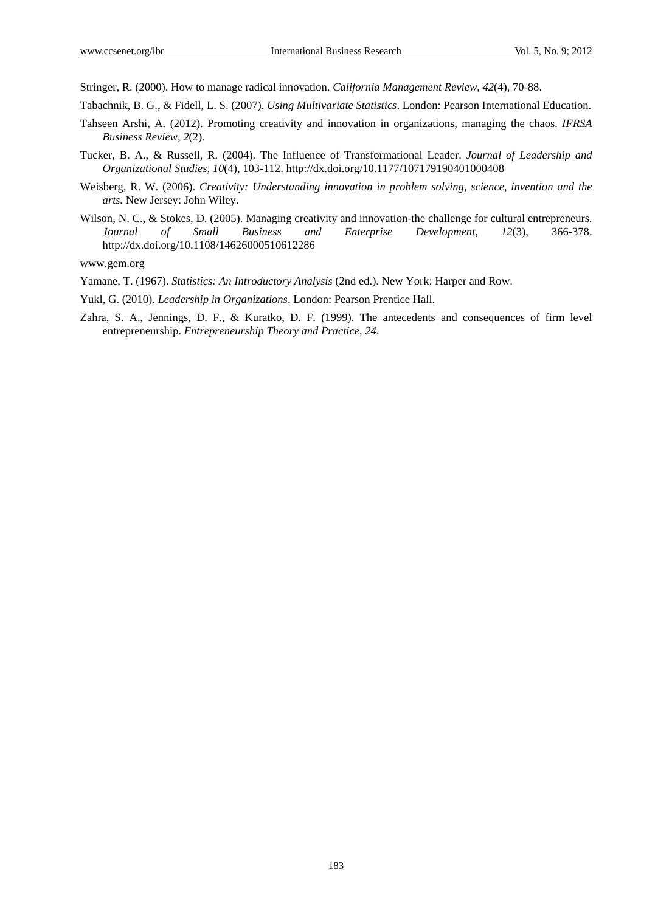Stringer, R. (2000). How to manage radical innovation. *California Management Review*, *42*(4), 70-88.

Tabachnik, B. G., & Fidell, L. S. (2007). *Using Multivariate Statistics*. London: Pearson International Education.

Tahseen Arshi, A. (2012). Promoting creativity and innovation in organizations, managing the chaos. *IFRSA Business Review*, *2*(2).

Tucker, B. A., & Russell, R. (2004). The Influence of Transformational Leader. *Journal of Leadership and Organizational Studies*, *10*(4), 103-112. http://dx.doi.org/10.1177/107179190401000408

Weisberg, R. W. (2006). *Creativity: Understanding innovation in problem solving, science, invention and the arts.* New Jersey: John Wiley.

Wilson, N. C., & Stokes, D. (2005). Managing creativity and innovation-the challenge for cultural entrepreneurs. *Journal of Small Business and Enterprise Development, 12*(3), 366-378. http://dx.doi.org/10.1108/14626000510612286

www.gem.org

Yamane, T. (1967). *Statistics: An Introductory Analysis* (2nd ed.). New York: Harper and Row.

Yukl, G. (2010). *Leadership in Organizations*. London: Pearson Prentice Hall.

Zahra, S. A., Jennings, D. F., & Kuratko, D. F. (1999). The antecedents and consequences of firm level entrepreneurship. *Entrepreneurship Theory and Practice*, *24*.